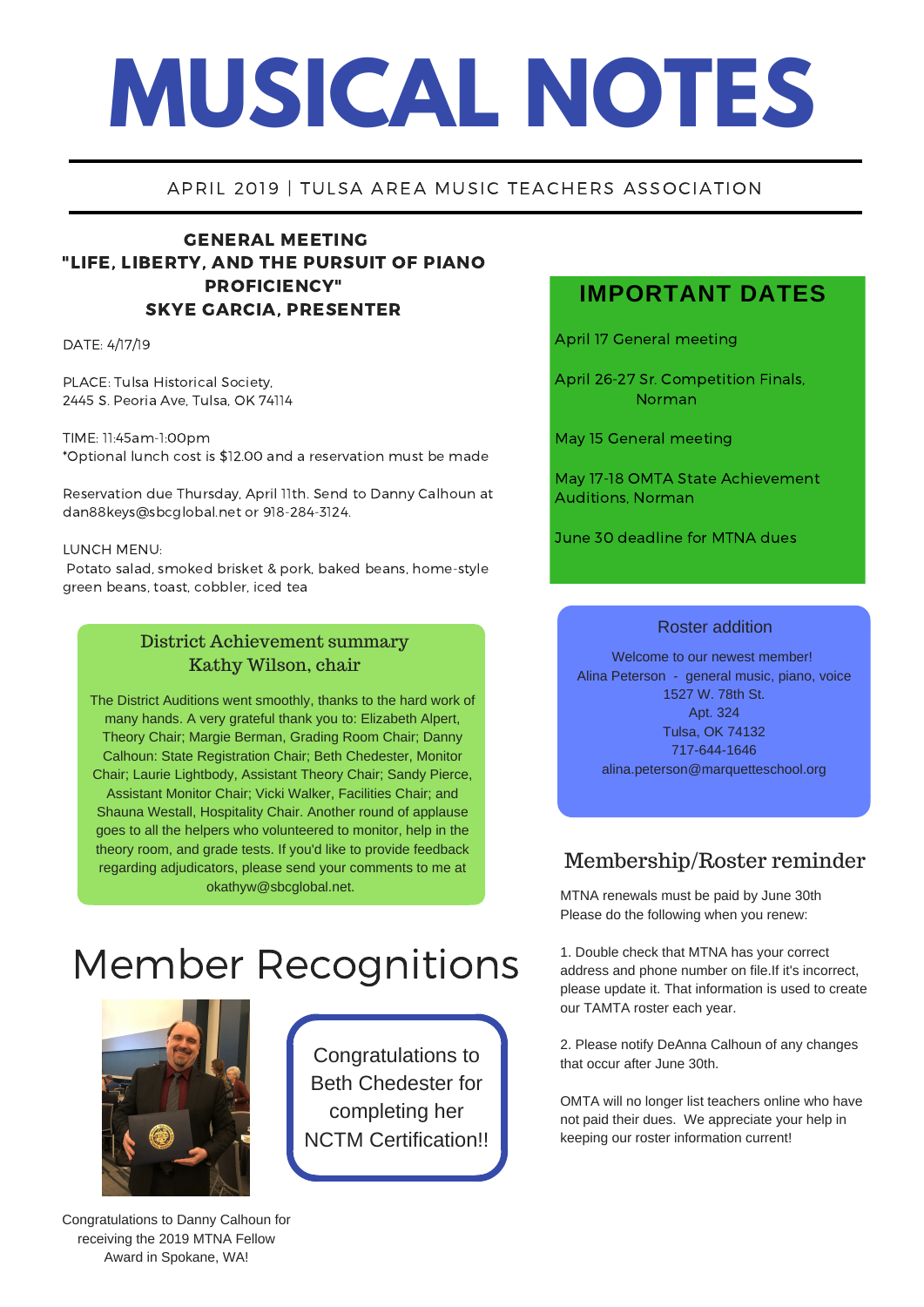# MUSICAL NOTES

APRIL 2019 | TULSA AREA MUSIC TEACHERS ASSOCIATION

## GENERAL MEETING
## "LIFE, LIBERTY, AND THE PURSUIT OF PIANO PROFICIENCY"
## SKYE GARCIA, PRESENTER

DATE: 4/17/19

PLACE: Tulsa Historical Society,
2445 S. Peoria Ave. Tulsa, OK 74114

TIME: 11:45am-1:00pm
*Optional lunch cost is $12.00 and a reservation must be made

Reservation due Thursday, April 11th. Send to Danny Calhoun at dan88keys@sbcglobal.net or 918-284-3124.

LUNCH MENU:
Potato salad, smoked brisket & pork, baked beans, home-style green beans, toast, cobbler, iced tea

### District Achievement summary
### Kathy Wilson, chair

The District Auditions went smoothly, thanks to the hard work of many hands. A very grateful thank you to: Elizabeth Alpert, Theory Chair; Margie Berman, Grading Room Chair; Danny Calhoun: State Registration Chair; Beth Chedester, Monitor Chair; Laurie Lightbody, Assistant Theory Chair; Sandy Pierce, Assistant Monitor Chair; Vicki Walker, Facilities Chair; and Shauna Westall, Hospitality Chair. Another round of applause goes to all the helpers who volunteered to monitor, help in the theory room, and grade tests. If you'd like to provide feedback regarding adjudicators, please send your comments to me at okathyw@sbcglobal.net.

# Member Recognitions

Congratulations to Danny Calhoun for receiving the 2019 MTNA Fellow Award in Spokane, WA!

Congratulations to Beth Chedester for completing her NCTM Certification!!

## IMPORTANT DATES

April 17 General meeting

April 26-27 Sr. Competition Finals, Norman

May 15 General meeting

May 17-18 OMTA State Achievement Auditions, Norman

June 30 deadline for MTNA dues

### Roster addition

Welcome to our newest member!
Alina Peterson - general music, piano, voice
1527 W. 78th St.
Apt. 324
Tulsa, OK 74132
717-644-1646
alina.peterson@marquetteschool.org

### Membership/Roster reminder

MTNA renewals must be paid by June 30th
Please do the following when you renew:

1. Double check that MTNA has your correct address and phone number on file.If it's incorrect, please update it. That information is used to create our TAMTA roster each year.

2. Please notify DeAnna Calhoun of any changes that occur after June 30th.

OMTA will no longer list teachers online who have not paid their dues. We appreciate your help in keeping our roster information current!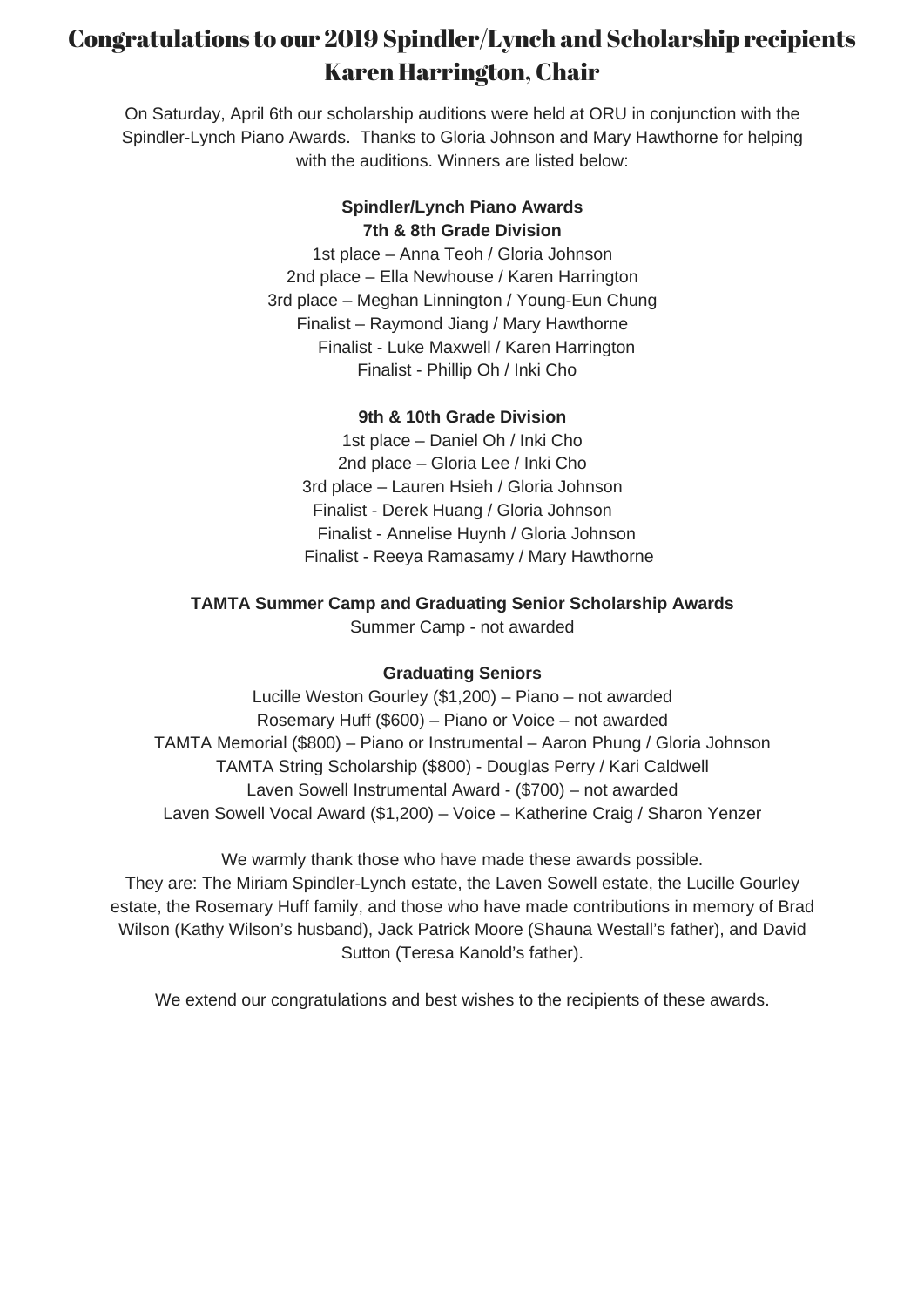# Congratulations to our 2019 Spindler/Lynch and Scholarship recipients
## Karen Harrington, Chair

On Saturday, April 6th our scholarship auditions were held at ORU in conjunction with the Spindler-Lynch Piano Awards. Thanks to Gloria Johnson and Mary Hawthorne for helping with the auditions. Winners are listed below:

**Spindler/Lynch Piano Awards**
**7th & 8th Grade Division**

1st place – Anna Teoh / Gloria Johnson
2nd place – Ella Newhouse / Karen Harrington
3rd place – Meghan Linnington / Young-Eun Chung
Finalist – Raymond Jiang / Mary Hawthorne
Finalist - Luke Maxwell / Karen Harrington
Finalist - Phillip Oh / Inki Cho

**9th & 10th Grade Division**

1st place – Daniel Oh / Inki Cho
2nd place – Gloria Lee / Inki Cho
3rd place – Lauren Hsieh / Gloria Johnson
Finalist - Derek Huang / Gloria Johnson
Finalist - Annelise Huynh / Gloria Johnson
Finalist - Reeya Ramasamy / Mary Hawthorne

**TAMTA Summer Camp and Graduating Senior Scholarship Awards**

Summer Camp - not awarded

**Graduating Seniors**

Lucille Weston Gourley ($1,200) – Piano – not awarded
Rosemary Huff ($600) – Piano or Voice – not awarded
TAMTA Memorial ($800) – Piano or Instrumental – Aaron Phung / Gloria Johnson
TAMTA String Scholarship ($800) - Douglas Perry / Kari Caldwell
Laven Sowell Instrumental Award - ($700) – not awarded
Laven Sowell Vocal Award ($1,200) – Voice – Katherine Craig / Sharon Yenzer

We warmly thank those who have made these awards possible.
They are: The Miriam Spindler-Lynch estate, the Laven Sowell estate, the Lucille Gourley estate, the Rosemary Huff family, and those who have made contributions in memory of Brad Wilson (Kathy Wilson's husband), Jack Patrick Moore (Shauna Westall's father), and David Sutton (Teresa Kanold's father).

We extend our congratulations and best wishes to the recipients of these awards.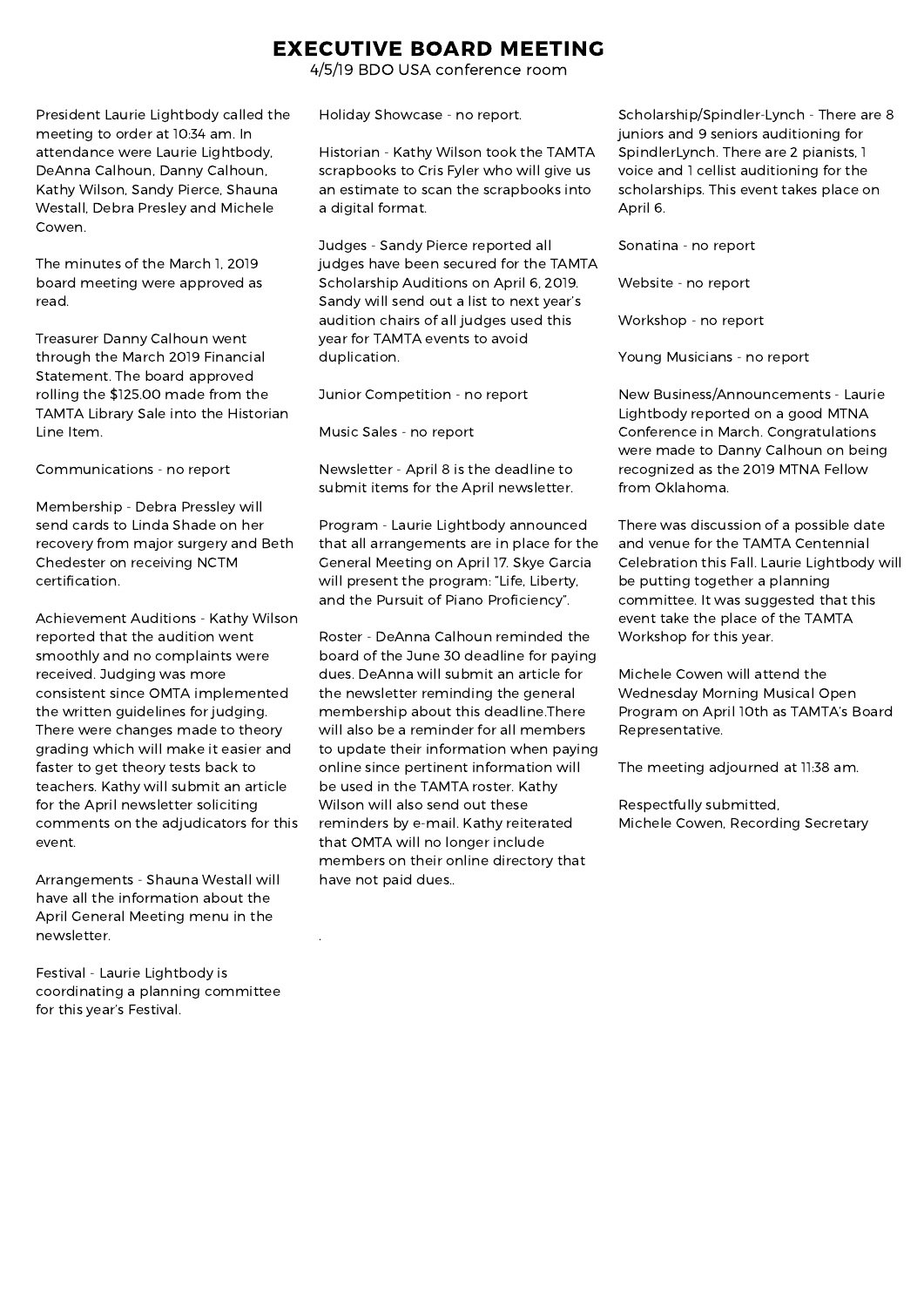# EXECUTIVE BOARD MEETING

4/5/19 BDO USA conference room

President Laurie Lightbody called the meeting to order at 10:34 am. In attendance were Laurie Lightbody, DeAnna Calhoun, Danny Calhoun, Kathy Wilson, Sandy Pierce, Shauna Westall, Debra Presley and Michele Cowen.

The minutes of the March 1, 2019 board meeting were approved as read.

Treasurer Danny Calhoun went through the March 2019 Financial Statement. The board approved rolling the $125.00 made from the TAMTA Library Sale into the Historian Line Item.

Communications - no report

Membership - Debra Pressley will send cards to Linda Shade on her recovery from major surgery and Beth Chedester on receiving NCTM certification.

Achievement Auditions - Kathy Wilson reported that the audition went smoothly and no complaints were received. Judging was more consistent since OMTA implemented the written guidelines for judging. There were changes made to theory grading which will make it easier and faster to get theory tests back to teachers. Kathy will submit an article for the April newsletter soliciting comments on the adjudicators for this event.

Arrangements - Shauna Westall will have all the information about the April General Meeting menu in the newsletter.

Festival - Laurie Lightbody is coordinating a planning committee for this year's Festival.

Holiday Showcase - no report.

Historian - Kathy Wilson took the TAMTA scrapbooks to Cris Fyler who will give us an estimate to scan the scrapbooks into a digital format.

Judges - Sandy Pierce reported all judges have been secured for the TAMTA Scholarship Auditions on April 6, 2019. Sandy will send out a list to next year's audition chairs of all judges used this year for TAMTA events to avoid duplication.

Junior Competition - no report

Music Sales - no report

Newsletter - April 8 is the deadline to submit items for the April newsletter.

Program - Laurie Lightbody announced that all arrangements are in place for the General Meeting on April 17. Skye Garcia will present the program: "Life, Liberty, and the Pursuit of Piano Proficiency".

Roster - DeAnna Calhoun reminded the board of the June 30 deadline for paying dues. DeAnna will submit an article for the newsletter reminding the general membership about this deadline.There will also be a reminder for all members to update their information when paying online since pertinent information will be used in the TAMTA roster. Kathy Wilson will also send out these reminders by e-mail. Kathy reiterated that OMTA will no longer include members on their online directory that have not paid dues..

.

Scholarship/Spindler-Lynch - There are 8 juniors and 9 seniors auditioning for SpindlerLynch. There are 2 pianists, 1 voice and 1 cellist auditioning for the scholarships. This event takes place on April 6.

Sonatina - no report

Website - no report

Workshop - no report

Young Musicians - no report

New Business/Announcements - Laurie Lightbody reported on a good MTNA Conference in March. Congratulations were made to Danny Calhoun on being recognized as the 2019 MTNA Fellow from Oklahoma.

There was discussion of a possible date and venue for the TAMTA Centennial Celebration this Fall. Laurie Lightbody will be putting together a planning committee. It was suggested that this event take the place of the TAMTA Workshop for this year.

Michele Cowen will attend the Wednesday Morning Musical Open Program on April 10th as TAMTA's Board Representative.

The meeting adjourned at 11:38 am.

Respectfully submitted,
Michele Cowen, Recording Secretary